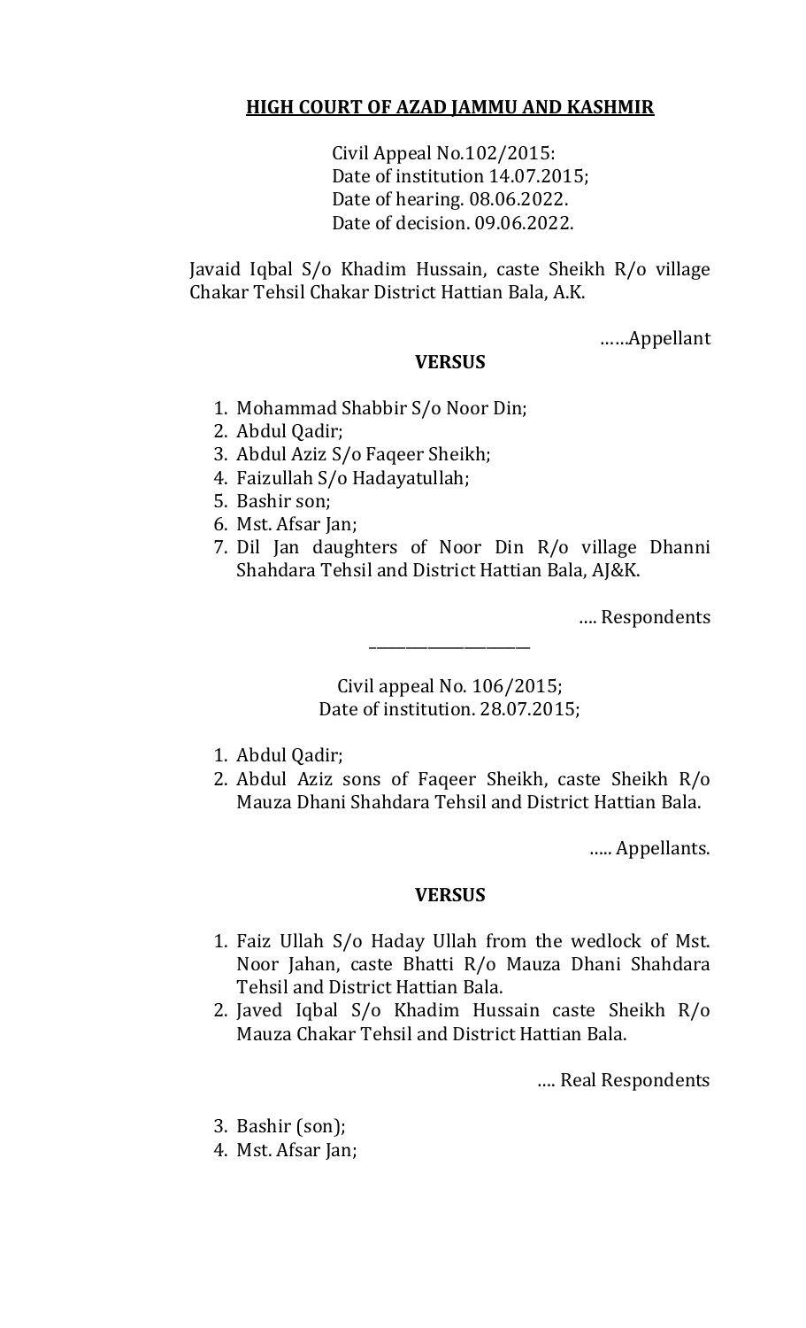**HIGH COURT OF AZAD JAMMU AND KASHMIR**

Civil Appeal No.102/2015:
Date of institution 14.07.2015;
Date of hearing. 08.06.2022.
Date of decision. 09.06.2022.

Javaid Iqbal S/o Khadim Hussain, caste Sheikh R/o village Chakar Tehsil Chakar District Hattian Bala, A.K.

……Appellant

**VERSUS**

1. Mohammad Shabbir S/o Noor Din;
2. Abdul Qadir;
3. Abdul Aziz S/o Faqeer Sheikh;
4. Faizullah S/o Hadayatullah;
5. Bashir son;
6. Mst. Afsar Jan;
7. Dil Jan daughters of Noor Din R/o village Dhanni Shahdara Tehsil and District Hattian Bala, AJ&K.

…. Respondents

---

Civil appeal No. 106/2015;
Date of institution. 28.07.2015;

1. Abdul Qadir;
2. Abdul Aziz sons of Faqeer Sheikh, caste Sheikh R/o Mauza Dhani Shahdara Tehsil and District Hattian Bala.

….. Appellants.

**VERSUS**

1. Faiz Ullah S/o Haday Ullah from the wedlock of Mst. Noor Jahan, caste Bhatti R/o Mauza Dhani Shahdara Tehsil and District Hattian Bala.
2. Javed Iqbal S/o Khadim Hussain caste Sheikh R/o Mauza Chakar Tehsil and District Hattian Bala.

…. Real Respondents

3. Bashir (son);
4. Mst. Afsar Jan;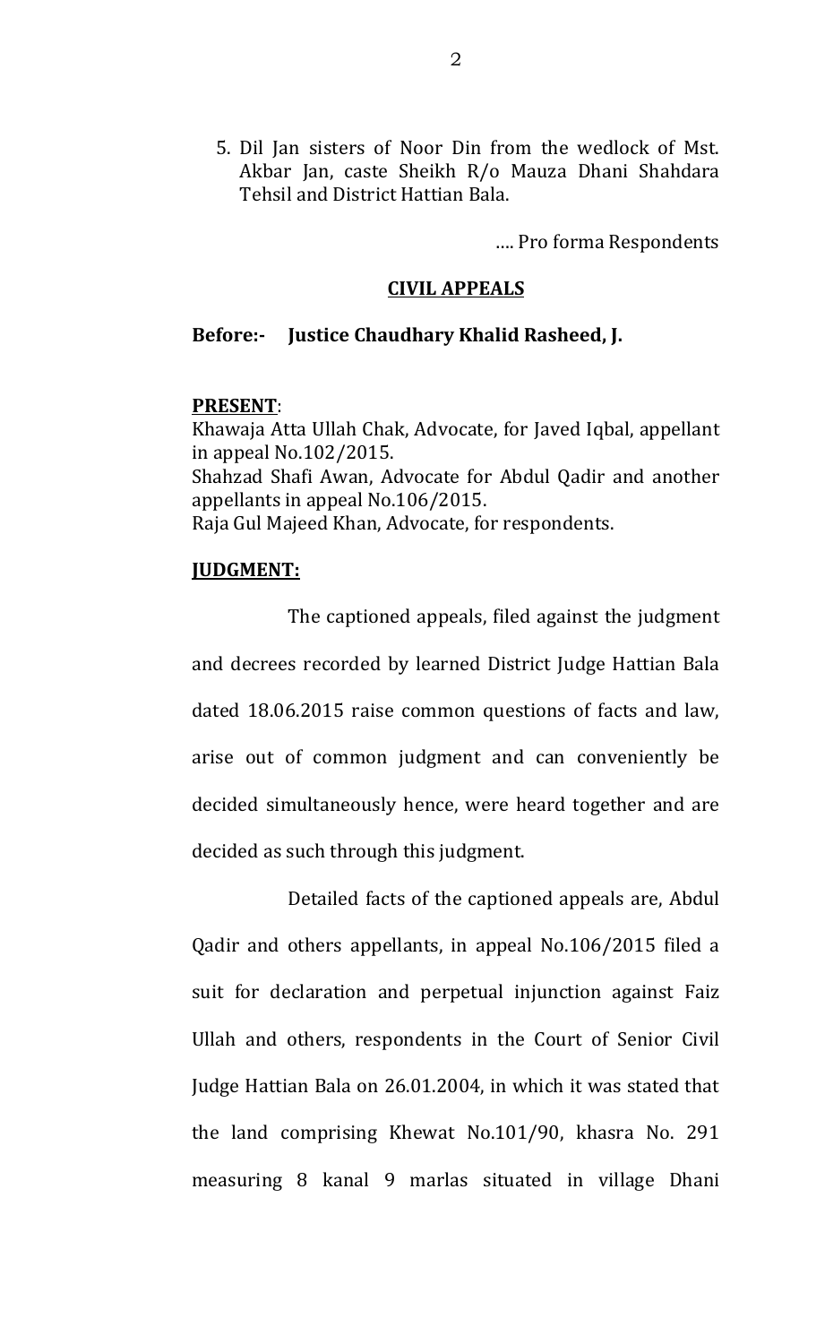5. Dil Jan sisters of Noor Din from the wedlock of Mst. Akbar Jan, caste Sheikh R/o Mauza Dhani Shahdara Tehsil and District Hattian Bala.

…. Pro forma Respondents

**CIVIL APPEALS**

**Before:- Justice Chaudhary Khalid Rasheed, J.**

**PRESENT**:
Khawaja Atta Ullah Chak, Advocate, for Javed Iqbal, appellant in appeal No.102/2015.
Shahzad Shafi Awan, Advocate for Abdul Qadir and another appellants in appeal No.106/2015.
Raja Gul Majeed Khan, Advocate, for respondents.

**JUDGMENT:**

The captioned appeals, filed against the judgment and decrees recorded by learned District Judge Hattian Bala dated 18.06.2015 raise common questions of facts and law, arise out of common judgment and can conveniently be decided simultaneously hence, were heard together and are decided as such through this judgment.

Detailed facts of the captioned appeals are, Abdul Qadir and others appellants, in appeal No.106/2015 filed a suit for declaration and perpetual injunction against Faiz Ullah and others, respondents in the Court of Senior Civil Judge Hattian Bala on 26.01.2004, in which it was stated that the land comprising Khewat No.101/90, khasra No. 291 measuring 8 kanal 9 marlas situated in village Dhani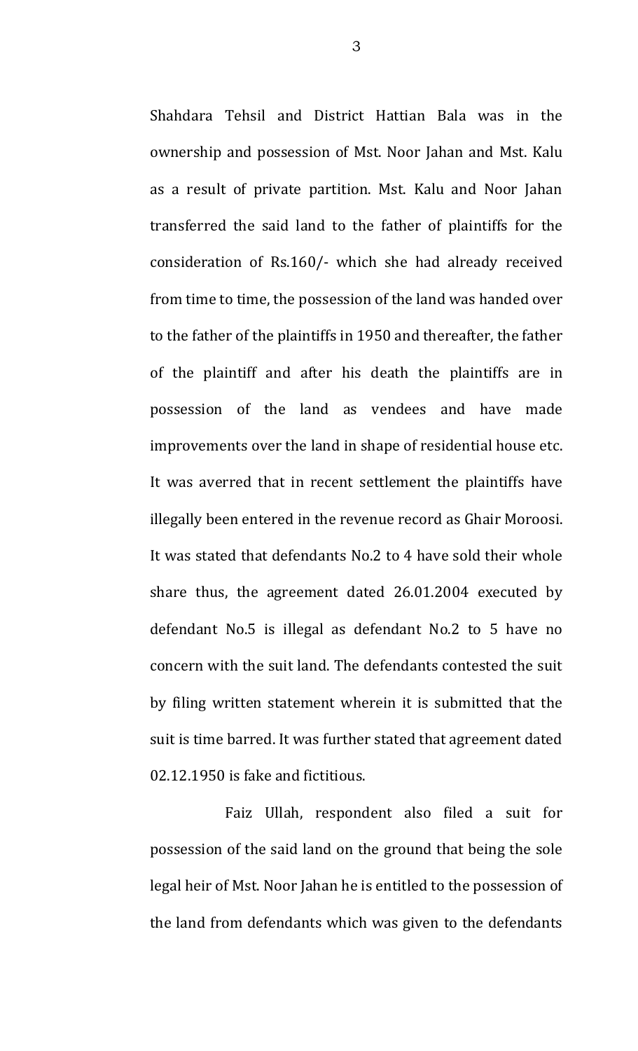Shahdara Tehsil and District Hattian Bala was in the ownership and possession of Mst. Noor Jahan and Mst. Kalu as a result of private partition. Mst. Kalu and Noor Jahan transferred the said land to the father of plaintiffs for the consideration of Rs.160/- which she had already received from time to time, the possession of the land was handed over to the father of the plaintiffs in 1950 and thereafter, the father of the plaintiff and after his death the plaintiffs are in possession of the land as vendees and have made improvements over the land in shape of residential house etc. It was averred that in recent settlement the plaintiffs have illegally been entered in the revenue record as Ghair Moroosi. It was stated that defendants No.2 to 4 have sold their whole share thus, the agreement dated 26.01.2004 executed by defendant No.5 is illegal as defendant No.2 to 5 have no concern with the suit land. The defendants contested the suit by filing written statement wherein it is submitted that the suit is time barred. It was further stated that agreement dated 02.12.1950 is fake and fictitious.

Faiz Ullah, respondent also filed a suit for possession of the said land on the ground that being the sole legal heir of Mst. Noor Jahan he is entitled to the possession of the land from defendants which was given to the defendants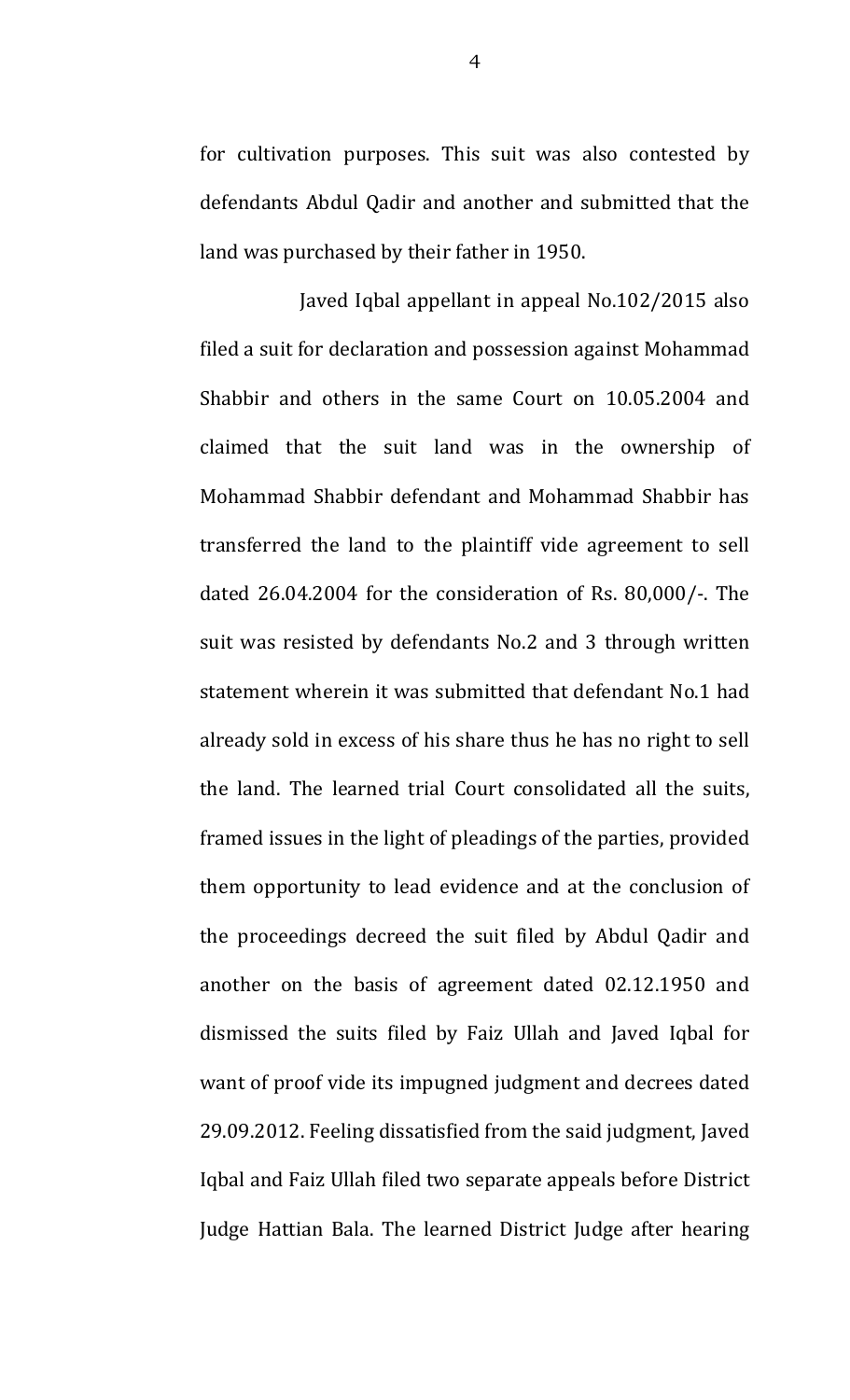for cultivation purposes. This suit was also contested by defendants Abdul Qadir and another and submitted that the land was purchased by their father in 1950.

Javed Iqbal appellant in appeal No.102/2015 also filed a suit for declaration and possession against Mohammad Shabbir and others in the same Court on 10.05.2004 and claimed that the suit land was in the ownership of Mohammad Shabbir defendant and Mohammad Shabbir has transferred the land to the plaintiff vide agreement to sell dated 26.04.2004 for the consideration of Rs. 80,000/-. The suit was resisted by defendants No.2 and 3 through written statement wherein it was submitted that defendant No.1 had already sold in excess of his share thus he has no right to sell the land. The learned trial Court consolidated all the suits, framed issues in the light of pleadings of the parties, provided them opportunity to lead evidence and at the conclusion of the proceedings decreed the suit filed by Abdul Qadir and another on the basis of agreement dated 02.12.1950 and dismissed the suits filed by Faiz Ullah and Javed Iqbal for want of proof vide its impugned judgment and decrees dated 29.09.2012. Feeling dissatisfied from the said judgment, Javed Iqbal and Faiz Ullah filed two separate appeals before District Judge Hattian Bala. The learned District Judge after hearing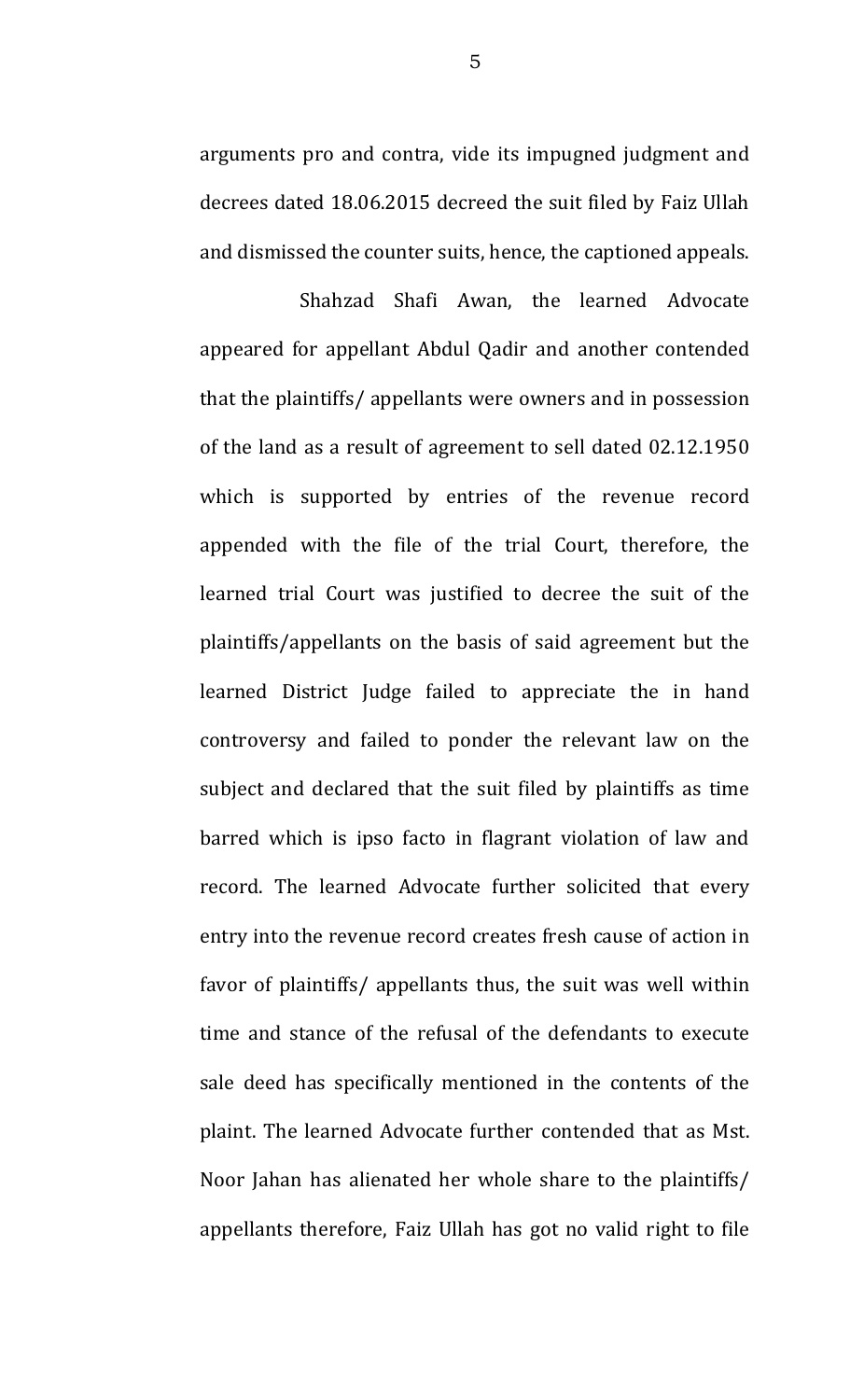arguments pro and contra, vide its impugned judgment and decrees dated 18.06.2015 decreed the suit filed by Faiz Ullah and dismissed the counter suits, hence, the captioned appeals.

Shahzad Shafi Awan, the learned Advocate appeared for appellant Abdul Qadir and another contended that the plaintiffs/ appellants were owners and in possession of the land as a result of agreement to sell dated 02.12.1950 which is supported by entries of the revenue record appended with the file of the trial Court, therefore, the learned trial Court was justified to decree the suit of the plaintiffs/appellants on the basis of said agreement but the learned District Judge failed to appreciate the in hand controversy and failed to ponder the relevant law on the subject and declared that the suit filed by plaintiffs as time barred which is ipso facto in flagrant violation of law and record. The learned Advocate further solicited that every entry into the revenue record creates fresh cause of action in favor of plaintiffs/ appellants thus, the suit was well within time and stance of the refusal of the defendants to execute sale deed has specifically mentioned in the contents of the plaint. The learned Advocate further contended that as Mst. Noor Jahan has alienated her whole share to the plaintiffs/ appellants therefore, Faiz Ullah has got no valid right to file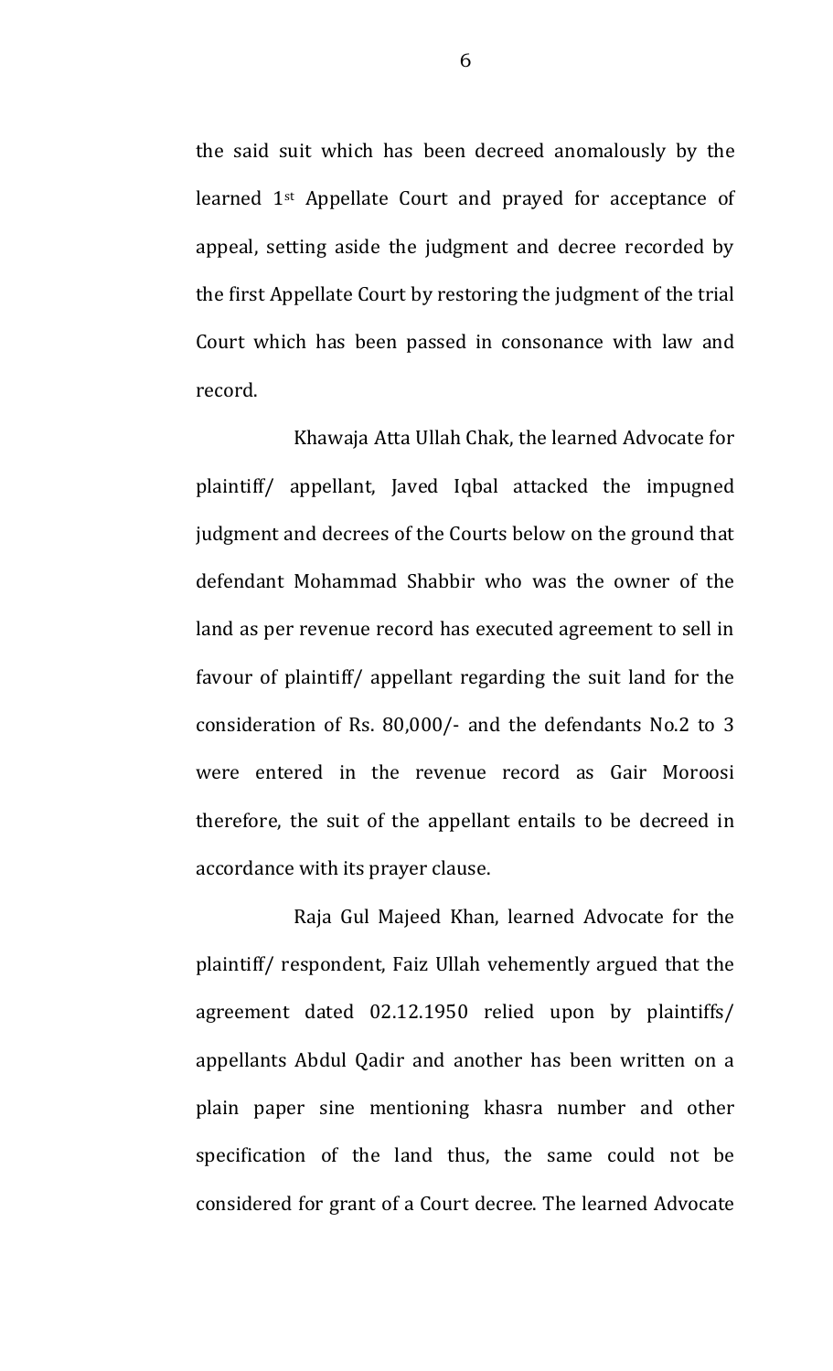the said suit which has been decreed anomalously by the learned 1st Appellate Court and prayed for acceptance of appeal, setting aside the judgment and decree recorded by the first Appellate Court by restoring the judgment of the trial Court which has been passed in consonance with law and record.

Khawaja Atta Ullah Chak, the learned Advocate for plaintiff/ appellant, Javed Iqbal attacked the impugned judgment and decrees of the Courts below on the ground that defendant Mohammad Shabbir who was the owner of the land as per revenue record has executed agreement to sell in favour of plaintiff/ appellant regarding the suit land for the consideration of Rs. 80,000/- and the defendants No.2 to 3 were entered in the revenue record as Gair Moroosi therefore, the suit of the appellant entails to be decreed in accordance with its prayer clause.

Raja Gul Majeed Khan, learned Advocate for the plaintiff/ respondent, Faiz Ullah vehemently argued that the agreement dated 02.12.1950 relied upon by plaintiffs/ appellants Abdul Qadir and another has been written on a plain paper sine mentioning khasra number and other specification of the land thus, the same could not be considered for grant of a Court decree. The learned Advocate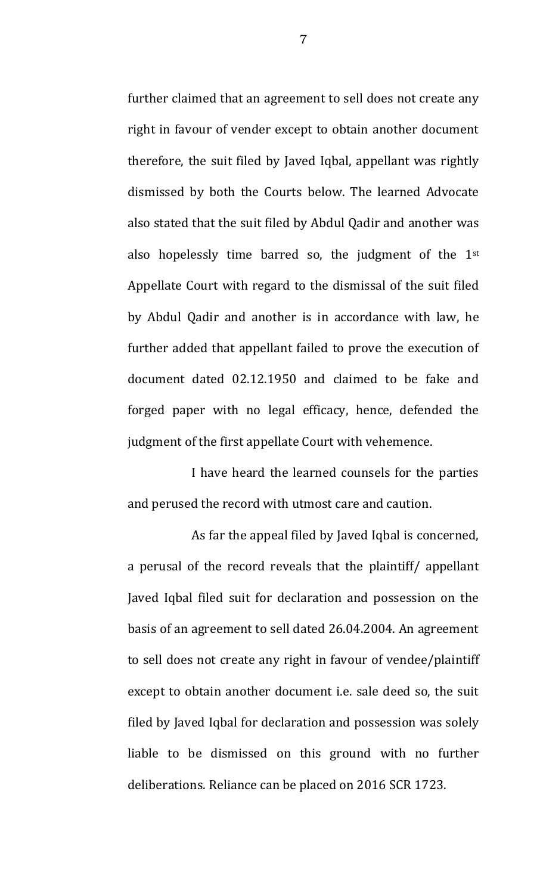further claimed that an agreement to sell does not create any right in favour of vender except to obtain another document therefore, the suit filed by Javed Iqbal, appellant was rightly dismissed by both the Courts below. The learned Advocate also stated that the suit filed by Abdul Qadir and another was also hopelessly time barred so, the judgment of the 1st Appellate Court with regard to the dismissal of the suit filed by Abdul Qadir and another is in accordance with law, he further added that appellant failed to prove the execution of document dated 02.12.1950 and claimed to be fake and forged paper with no legal efficacy, hence, defended the judgment of the first appellate Court with vehemence.

I have heard the learned counsels for the parties and perused the record with utmost care and caution.

As far the appeal filed by Javed Iqbal is concerned, a perusal of the record reveals that the plaintiff/ appellant Javed Iqbal filed suit for declaration and possession on the basis of an agreement to sell dated 26.04.2004. An agreement to sell does not create any right in favour of vendee/plaintiff except to obtain another document i.e. sale deed so, the suit filed by Javed Iqbal for declaration and possession was solely liable to be dismissed on this ground with no further deliberations. Reliance can be placed on 2016 SCR 1723.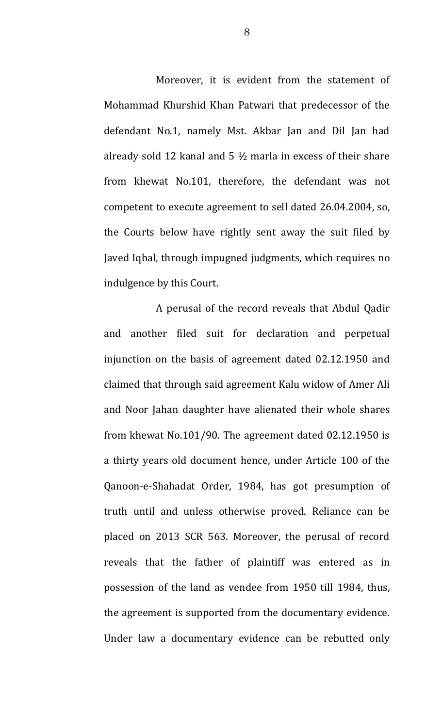Moreover, it is evident from the statement of Mohammad Khurshid Khan Patwari that predecessor of the defendant No.1, namely Mst. Akbar Jan and Dil Jan had already sold 12 kanal and 5 ½ marla in excess of their share from khewat No.101, therefore, the defendant was not competent to execute agreement to sell dated 26.04.2004, so, the Courts below have rightly sent away the suit filed by Javed Iqbal, through impugned judgments, which requires no indulgence by this Court.

A perusal of the record reveals that Abdul Qadir and another filed suit for declaration and perpetual injunction on the basis of agreement dated 02.12.1950 and claimed that through said agreement Kalu widow of Amer Ali and Noor Jahan daughter have alienated their whole shares from khewat No.101/90. The agreement dated 02.12.1950 is a thirty years old document hence, under Article 100 of the Qanoon-e-Shahadat Order, 1984, has got presumption of truth until and unless otherwise proved. Reliance can be placed on 2013 SCR 563. Moreover, the perusal of record reveals that the father of plaintiff was entered as in possession of the land as vendee from 1950 till 1984, thus, the agreement is supported from the documentary evidence. Under law a documentary evidence can be rebutted only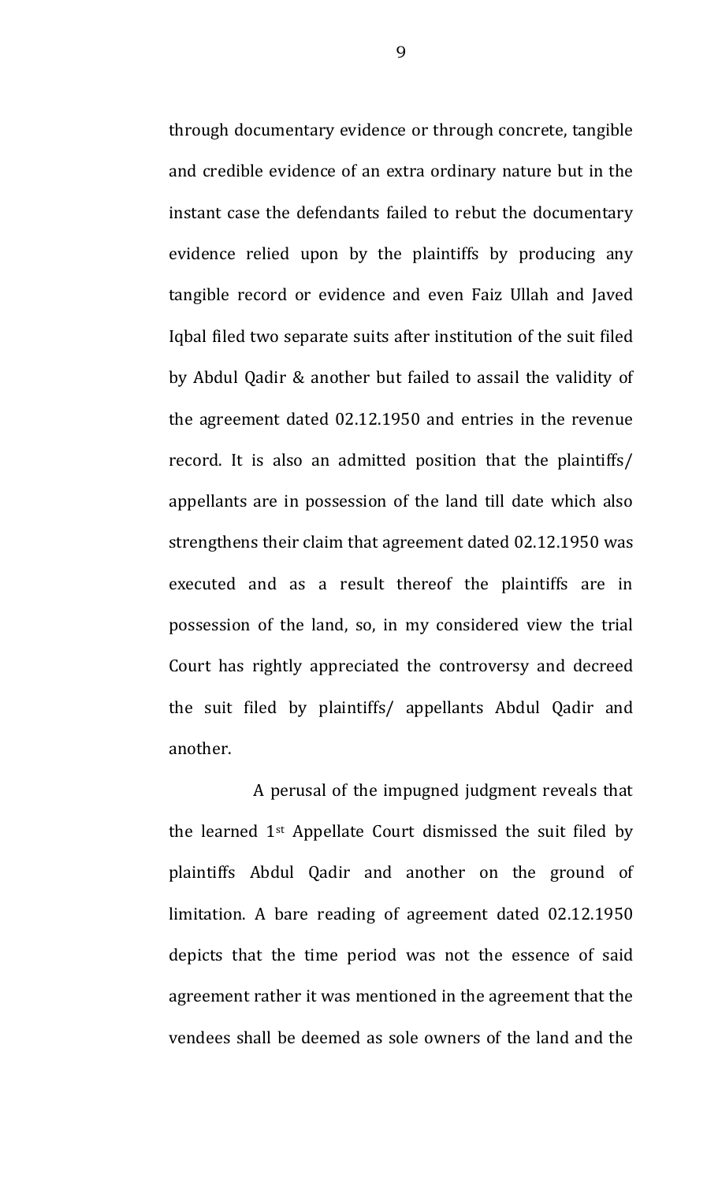through documentary evidence or through concrete, tangible and credible evidence of an extra ordinary nature but in the instant case the defendants failed to rebut the documentary evidence relied upon by the plaintiffs by producing any tangible record or evidence and even Faiz Ullah and Javed Iqbal filed two separate suits after institution of the suit filed by Abdul Qadir & another but failed to assail the validity of the agreement dated 02.12.1950 and entries in the revenue record. It is also an admitted position that the plaintiffs/ appellants are in possession of the land till date which also strengthens their claim that agreement dated 02.12.1950 was executed and as a result thereof the plaintiffs are in possession of the land, so, in my considered view the trial Court has rightly appreciated the controversy and decreed the suit filed by plaintiffs/ appellants Abdul Qadir and another.

A perusal of the impugned judgment reveals that the learned 1st Appellate Court dismissed the suit filed by plaintiffs Abdul Qadir and another on the ground of limitation. A bare reading of agreement dated 02.12.1950 depicts that the time period was not the essence of said agreement rather it was mentioned in the agreement that the vendees shall be deemed as sole owners of the land and the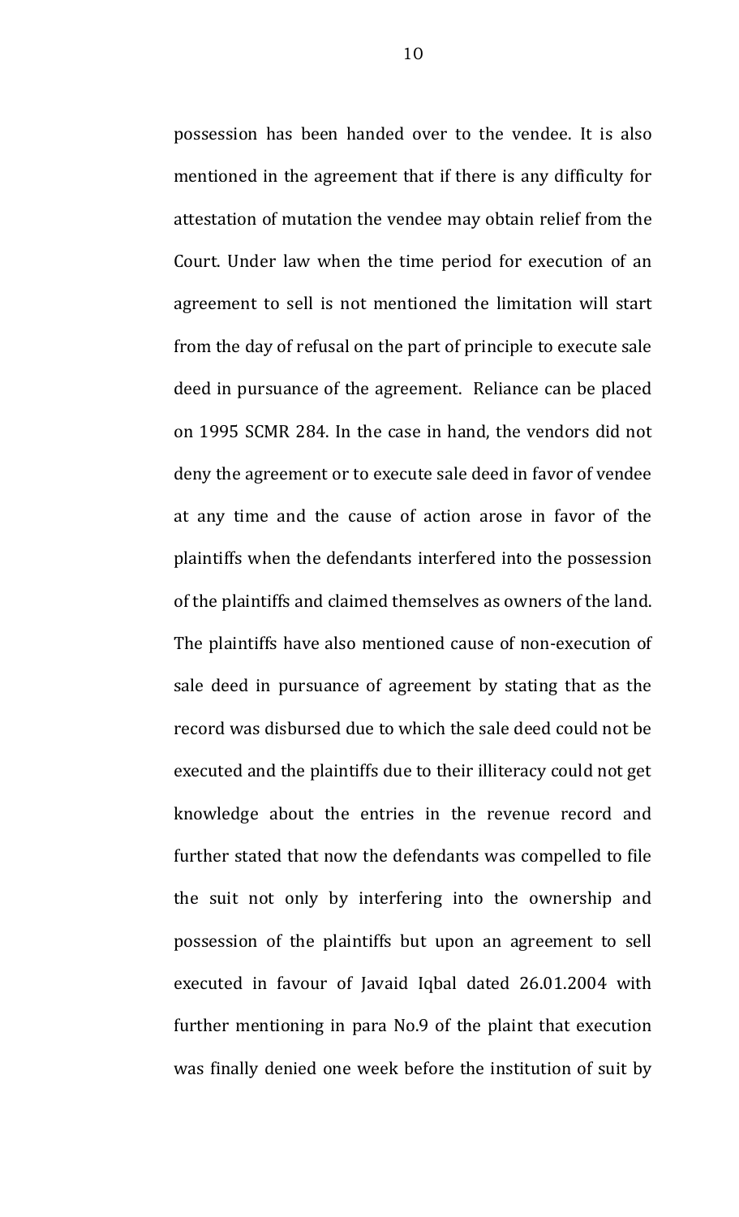possession has been handed over to the vendee. It is also mentioned in the agreement that if there is any difficulty for attestation of mutation the vendee may obtain relief from the Court. Under law when the time period for execution of an agreement to sell is not mentioned the limitation will start from the day of refusal on the part of principle to execute sale deed in pursuance of the agreement. Reliance can be placed on 1995 SCMR 284. In the case in hand, the vendors did not deny the agreement or to execute sale deed in favor of vendee at any time and the cause of action arose in favor of the plaintiffs when the defendants interfered into the possession of the plaintiffs and claimed themselves as owners of the land. The plaintiffs have also mentioned cause of non-execution of sale deed in pursuance of agreement by stating that as the record was disbursed due to which the sale deed could not be executed and the plaintiffs due to their illiteracy could not get knowledge about the entries in the revenue record and further stated that now the defendants was compelled to file the suit not only by interfering into the ownership and possession of the plaintiffs but upon an agreement to sell executed in favour of Javaid Iqbal dated 26.01.2004 with further mentioning in para No.9 of the plaint that execution was finally denied one week before the institution of suit by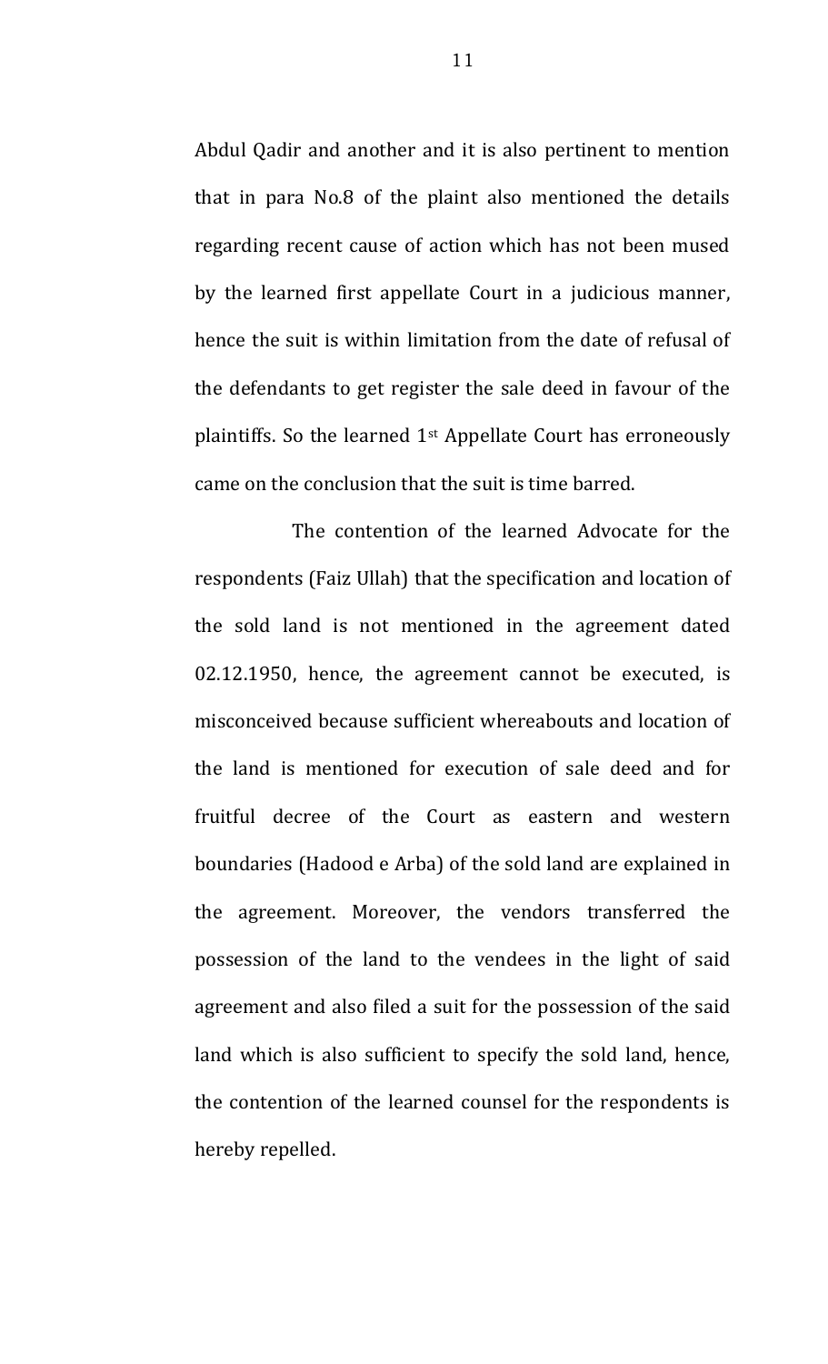Abdul Qadir and another and it is also pertinent to mention that in para No.8 of the plaint also mentioned the details regarding recent cause of action which has not been mused by the learned first appellate Court in a judicious manner, hence the suit is within limitation from the date of refusal of the defendants to get register the sale deed in favour of the plaintiffs. So the learned 1st Appellate Court has erroneously came on the conclusion that the suit is time barred.

The contention of the learned Advocate for the respondents (Faiz Ullah) that the specification and location of the sold land is not mentioned in the agreement dated 02.12.1950, hence, the agreement cannot be executed, is misconceived because sufficient whereabouts and location of the land is mentioned for execution of sale deed and for fruitful decree of the Court as eastern and western boundaries (Hadood e Arba) of the sold land are explained in the agreement. Moreover, the vendors transferred the possession of the land to the vendees in the light of said agreement and also filed a suit for the possession of the said land which is also sufficient to specify the sold land, hence, the contention of the learned counsel for the respondents is hereby repelled.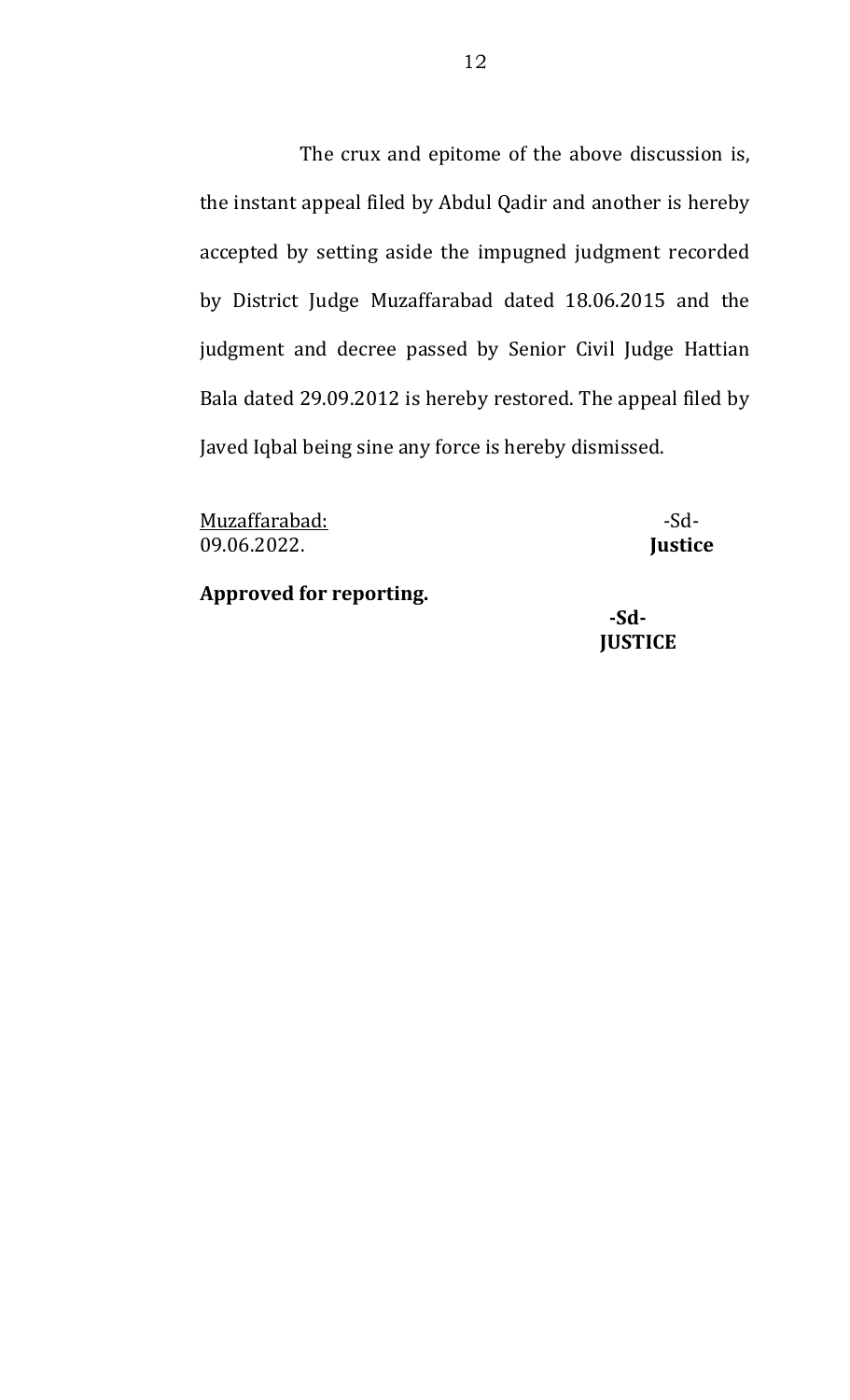The crux and epitome of the above discussion is, the instant appeal filed by Abdul Qadir and another is hereby accepted by setting aside the impugned judgment recorded by District Judge Muzaffarabad dated 18.06.2015 and the judgment and decree passed by Senior Civil Judge Hattian Bala dated 29.09.2012 is hereby restored. The appeal filed by Javed Iqbal being sine any force is hereby dismissed.

Muzaffarabad:
09.06.2022.

-Sd-
**Justice**

**Approved for reporting.**

**-Sd-**
**JUSTICE**